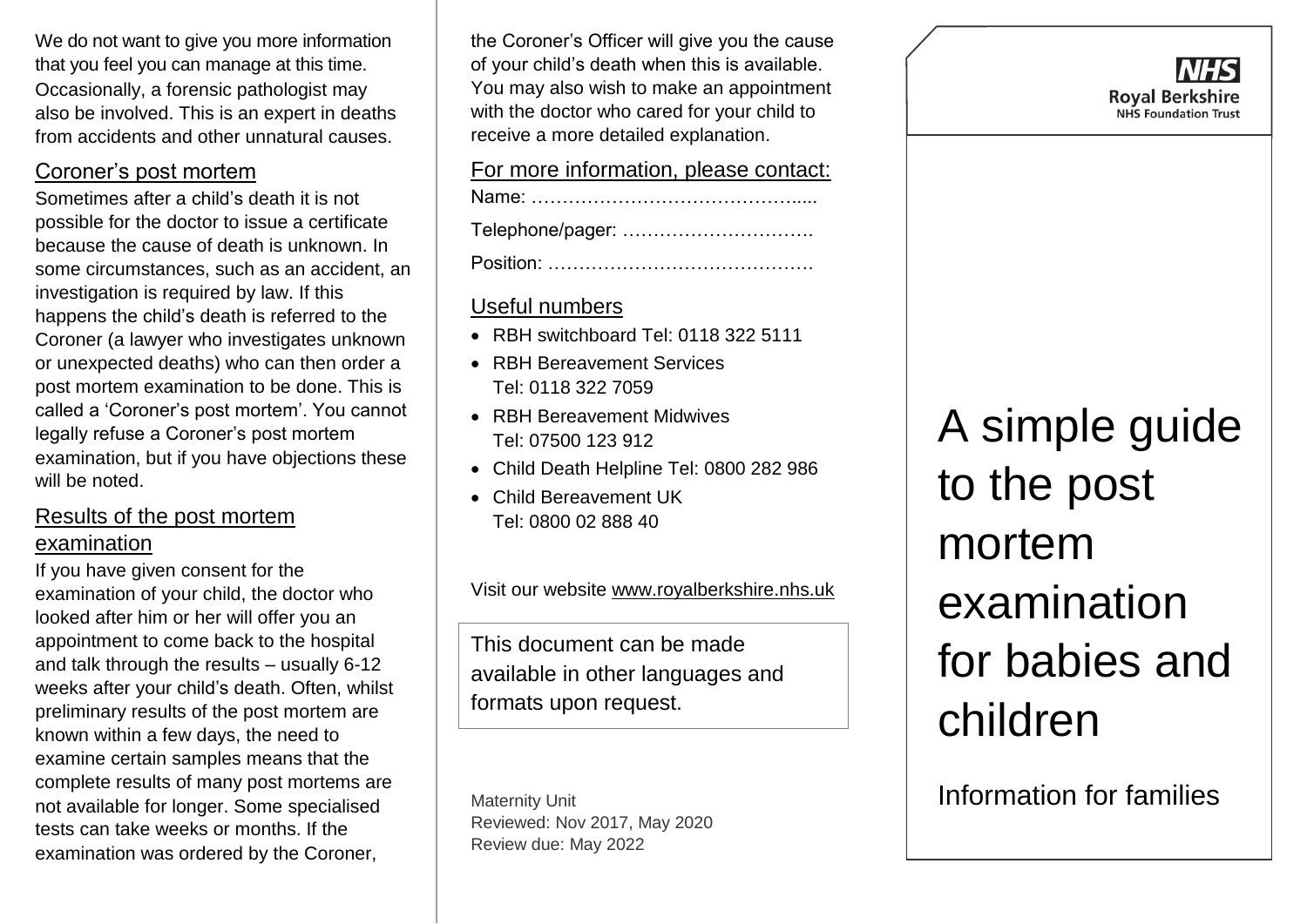We do not want to give you more information that you feel you can manage at this time. Occasionally, a forensic pathologist may also be involved. This is an expert in deaths from accidents and other unnatural causes.

## Coroner's post mortem

Sometimes after a child's death it is not possible for the doctor to issue a certificate because the cause of death is unknown. In some circumstances, such as an accident, an investigation is required by law. If this happens the child's death is referred to the Coroner (a lawyer who investigates unknown or unexpected deaths) who can then order a post mortem examination to be done. This is called a 'Coroner's post mortem'. You cannot legally refuse a Coroner's post mortem examination, but if you have objections these will be noted.

## Results of the post mortem examination

If you have given consent for the examination of your child, the doctor who looked after him or her will offer you an appointment to come back to the hospital and talk through the results – usually 6-12 weeks after your child's death. Often, whilst preliminary results of the post mortem are known within a few days, the need to examine certain samples means that the complete results of many post mortems are not available for longer. Some specialised tests can take weeks or months. If the examination was ordered by the Coroner, the Coroner's Officer will give you the cause of your child's death when this is available. You may also wish to make an appointment with the doctor who cared for your child to receive a more detailed explanation.

## For more information, please contact:

Name: …………………………………….....

Telephone/pager: ………………………….

Position: …………………………………….

## Useful numbers

- RBH switchboard Tel: 0118 322 5111
- RBH Bereavement Services Tel: 0118 322 7059
- RBH Bereavement Midwives Tel: 07500 123 912
- Child Death Helpline Tel: 0800 282 986
- Child Bereavement UK Tel: 0800 02 888 40

Visit our website www.royalberkshire.nhs.uk

This document can be made available in other languages and formats upon request.

Maternity Unit
Reviewed: Nov 2017, May 2020
Review due: May 2022

NHS
Royal Berkshire
NHS Foundation Trust

# A simple guide to the post mortem examination for babies and children

Information for families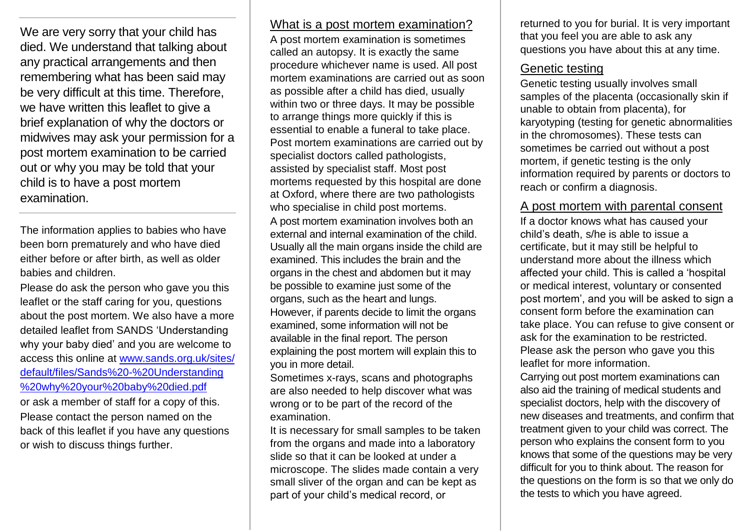We are very sorry that your child has died. We understand that talking about any practical arrangements and then remembering what has been said may be very difficult at this time. Therefore, we have written this leaflet to give a brief explanation of why the doctors or midwives may ask your permission for a post mortem examination to be carried out or why you may be told that your child is to have a post mortem examination.

The information applies to babies who have been born prematurely and who have died either before or after birth, as well as older babies and children.

Please do ask the person who gave you this leaflet or the staff caring for you, questions about the post mortem. We also have a more detailed leaflet from SANDS 'Understanding why your baby died' and you are welcome to access this online at [www.sands.org.uk/sites/default/files/Sands%20-%20Understanding%20why%20your%20baby%20died.pdf](www.sands.org.uk/sites/default/files/Sands%20-%20Understanding%20why%20your%20baby%20died.pdf) or ask a member of staff for a copy of this.

Please contact the person named on the back of this leaflet if you have any questions or wish to discuss things further.

## What is a post mortem examination?

A post mortem examination is sometimes called an autopsy. It is exactly the same procedure whichever name is used. All post mortem examinations are carried out as soon as possible after a child has died, usually within two or three days. It may be possible to arrange things more quickly if this is essential to enable a funeral to take place. Post mortem examinations are carried out by specialist doctors called pathologists, assisted by specialist staff. Most post mortems requested by this hospital are done at Oxford, where there are two pathologists who specialise in child post mortems.

A post mortem examination involves both an external and internal examination of the child. Usually all the main organs inside the child are examined. This includes the brain and the organs in the chest and abdomen but it may be possible to examine just some of the organs, such as the heart and lungs. However, if parents decide to limit the organs examined, some information will not be available in the final report. The person explaining the post mortem will explain this to you in more detail.

Sometimes x-rays, scans and photographs are also needed to help discover what was wrong or to be part of the record of the examination.

It is necessary for small samples to be taken from the organs and made into a laboratory slide so that it can be looked at under a microscope. The slides made contain a very small sliver of the organ and can be kept as part of your child's medical record, or returned to you for burial. It is very important that you feel you are able to ask any questions you have about this at any time.

## Genetic testing

Genetic testing usually involves small samples of the placenta (occasionally skin if unable to obtain from placenta), for karyotyping (testing for genetic abnormalities in the chromosomes). These tests can sometimes be carried out without a post mortem, if genetic testing is the only information required by parents or doctors to reach or confirm a diagnosis.

## A post mortem with parental consent

If a doctor knows what has caused your child's death, s/he is able to issue a certificate, but it may still be helpful to understand more about the illness which affected your child. This is called a 'hospital or medical interest, voluntary or consented post mortem', and you will be asked to sign a consent form before the examination can take place. You can refuse to give consent or ask for the examination to be restricted. Please ask the person who gave you this leaflet for more information.

Carrying out post mortem examinations can also aid the training of medical students and specialist doctors, help with the discovery of new diseases and treatments, and confirm that treatment given to your child was correct. The person who explains the consent form to you knows that some of the questions may be very difficult for you to think about. The reason for the questions on the form is so that we only do the tests to which you have agreed.